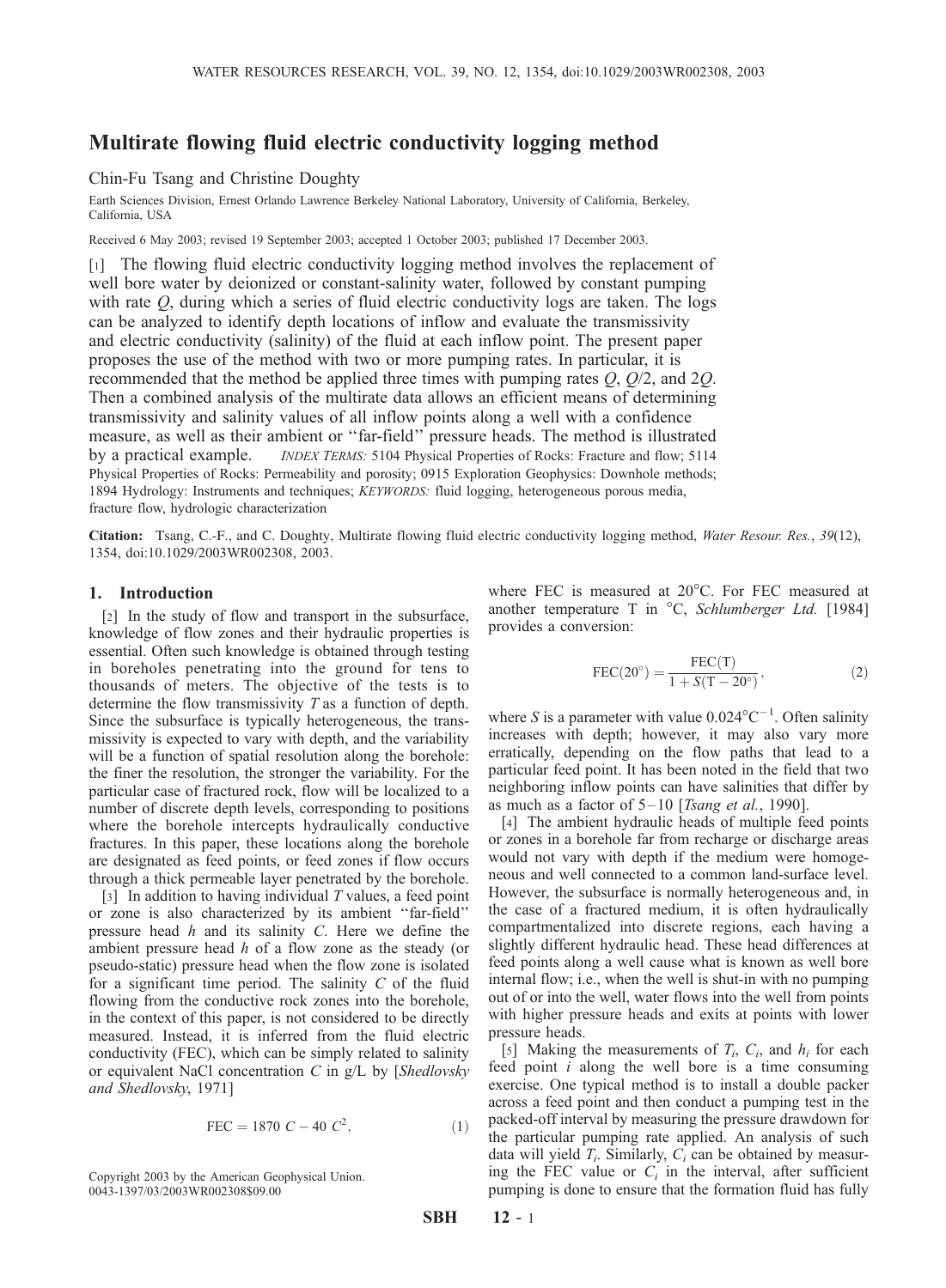# Multirate flowing fluid electric conductivity logging method

Chin-Fu Tsang and Christine Doughty

Earth Sciences Division, Ernest Orlando Lawrence Berkeley National Laboratory, University of California, Berkeley, California, USA

Received 6 May 2003; revised 19 September 2003; accepted 1 October 2003; published 17 December 2003.

[1] The flowing fluid electric conductivity logging method involves the replacement of well bore water by deionized or constant-salinity water, followed by constant pumping with rate $Q$, during which a series of fluid electric conductivity logs are taken. The logs can be analyzed to identify depth locations of inflow and evaluate the transmissivity and electric conductivity (salinity) of the fluid at each inflow point. The present paper proposes the use of the method with two or more pumping rates. In particular, it is recommended that the method be applied three times with pumping rates $Q$, $Q/2$, and $2Q$. Then a combined analysis of the multirate data allows an efficient means of determining transmissivity and salinity values of all inflow points along a well with a confidence measure, as well as their ambient or ''far-field'' pressure heads. The method is illustrated by a practical example. *INDEX TERMS:* 5104 Physical Properties of Rocks: Fracture and flow; 5114 Physical Properties of Rocks: Permeability and porosity; 0915 Exploration Geophysics: Downhole methods; 1894 Hydrology: Instruments and techniques; *KEYWORDS:* fluid logging, heterogeneous porous media, fracture flow, hydrologic characterization

**Citation:** Tsang, C.-F., and C. Doughty, Multirate flowing fluid electric conductivity logging method, *Water Resour. Res.*, *39*(12), 1354, doi:10.1029/2003WR002308, 2003.

## 1. Introduction

[2] In the study of flow and transport in the subsurface, knowledge of flow zones and their hydraulic properties is essential. Often such knowledge is obtained through testing in boreholes penetrating into the ground for tens to thousands of meters. The objective of the tests is to determine the flow transmissivity $T$ as a function of depth. Since the subsurface is typically heterogeneous, the transmissivity is expected to vary with depth, and the variability will be a function of spatial resolution along the borehole: the finer the resolution, the stronger the variability. For the particular case of fractured rock, flow will be localized to a number of discrete depth levels, corresponding to positions where the borehole intercepts hydraulically conductive fractures. In this paper, these locations along the borehole are designated as feed points, or feed zones if flow occurs through a thick permeable layer penetrated by the borehole.

[3] In addition to having individual $T$ values, a feed point or zone is also characterized by its ambient ''far-field'' pressure head $h$ and its salinity $C$. Here we define the ambient pressure head $h$ of a flow zone as the steady (or pseudo-static) pressure head when the flow zone is isolated for a significant time period. The salinity $C$ of the fluid flowing from the conductive rock zones into the borehole, in the context of this paper, is not considered to be directly measured. Instead, it is inferred from the fluid electric conductivity (FEC), which can be simply related to salinity or equivalent NaCl concentration $C$ in g/L by [*Shedlovsky and Shedlovsky*, 1971]

$$\mathrm{FEC} = 1870\ C - 40\ C^2, \tag{1}$$

where FEC is measured at 20°C. For FEC measured at another temperature T in °C, *Schlumberger Ltd.* [1984] provides a conversion:

$$\mathrm{FEC}(20^\circ) = \frac{\mathrm{FEC(T)}}{1 + S(\mathrm{T} - 20^\circ)}, \tag{2}$$

where $S$ is a parameter with value $0.024°\mathrm{C}^{-1}$. Often salinity increases with depth; however, it may also vary more erratically, depending on the flow paths that lead to a particular feed point. It has been noted in the field that two neighboring inflow points can have salinities that differ by as much as a factor of 5–10 [*Tsang et al.*, 1990].

[4] The ambient hydraulic heads of multiple feed points or zones in a borehole far from recharge or discharge areas would not vary with depth if the medium were homogeneous and well connected to a common land-surface level. However, the subsurface is normally heterogeneous and, in the case of a fractured medium, it is often hydraulically compartmentalized into discrete regions, each having a slightly different hydraulic head. These head differences at feed points along a well cause what is known as well bore internal flow; i.e., when the well is shut-in with no pumping out of or into the well, water flows into the well from points with higher pressure heads and exits at points with lower pressure heads.

[5] Making the measurements of $T_i$, $C_i$, and $h_i$ for each feed point $i$ along the well bore is a time consuming exercise. One typical method is to install a double packer across a feed point and then conduct a pumping test in the packed-off interval by measuring the pressure drawdown for the particular pumping rate applied. An analysis of such data will yield $T_i$. Similarly, $C_i$ can be obtained by measuring the FEC value or $C_i$ in the interval, after sufficient pumping is done to ensure that the formation fluid has fully

Copyright 2003 by the American Geophysical Union.
0043-1397/03/2003WR002308$09.00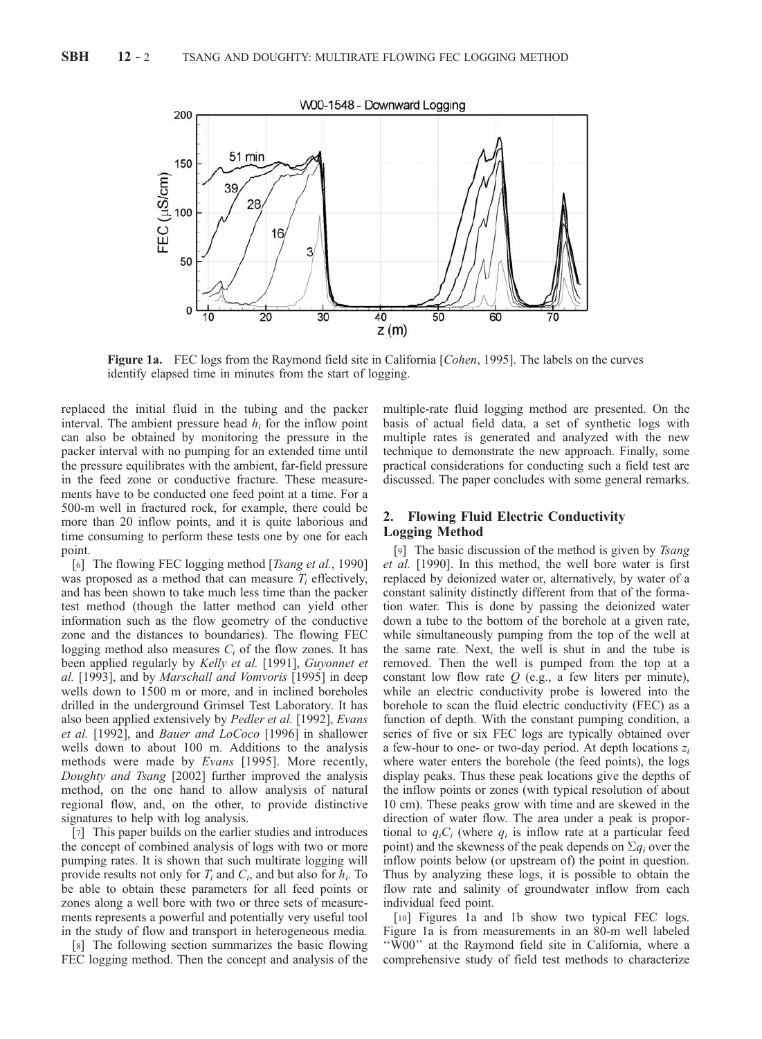Figure 1a. FEC logs from the Raymond field site in California [*Cohen*, 1995]. The labels on the curves identify elapsed time in minutes from the start of logging.

replaced the initial fluid in the tubing and the packer interval. The ambient pressure head $h_i$ for the inflow point can also be obtained by monitoring the pressure in the packer interval with no pumping for an extended time until the pressure equilibrates with the ambient, far-field pressure in the feed zone or conductive fracture. These measurements have to be conducted one feed point at a time. For a 500-m well in fractured rock, for example, there could be more than 20 inflow points, and it is quite laborious and time consuming to perform these tests one by one for each point.

[6] The flowing FEC logging method [*Tsang et al.*, 1990] was proposed as a method that can measure $T_i$ effectively, and has been shown to take much less time than the packer test method (though the latter method can yield other information such as the flow geometry of the conductive zone and the distances to boundaries). The flowing FEC logging method also measures $C_i$ of the flow zones. It has been applied regularly by *Kelly et al.* [1991], *Guyonnet et al.* [1993], and by *Marschall and Vomvoris* [1995] in deep wells down to 1500 m or more, and in inclined boreholes drilled in the underground Grimsel Test Laboratory. It has also been applied extensively by *Pedler et al.* [1992], *Evans et al.* [1992], and *Bauer and LoCoco* [1996] in shallower wells down to about 100 m. Additions to the analysis methods were made by *Evans* [1995]. More recently, *Doughty and Tsang* [2002] further improved the analysis method, on the one hand to allow analysis of natural regional flow, and, on the other, to provide distinctive signatures to help with log analysis.

[7] This paper builds on the earlier studies and introduces the concept of combined analysis of logs with two or more pumping rates. It is shown that such multirate logging will provide results not only for $T_i$ and $C_i$, and but also for $h_i$. To be able to obtain these parameters for all feed points or zones along a well bore with two or three sets of measurements represents a powerful and potentially very useful tool in the study of flow and transport in heterogeneous media.

[8] The following section summarizes the basic flowing FEC logging method. Then the concept and analysis of the multiple-rate fluid logging method are presented. On the basis of actual field data, a set of synthetic logs with multiple rates is generated and analyzed with the new technique to demonstrate the new approach. Finally, some practical considerations for conducting such a field test are discussed. The paper concludes with some general remarks.

## 2. Flowing Fluid Electric Conductivity Logging Method

[9] The basic discussion of the method is given by *Tsang et al.* [1990]. In this method, the well bore water is first replaced by deionized water or, alternatively, by water of a constant salinity distinctly different from that of the formation water. This is done by passing the deionized water down a tube to the bottom of the borehole at a given rate, while simultaneously pumping from the top of the well at the same rate. Next, the well is shut in and the tube is removed. Then the well is pumped from the top at a constant low flow rate $Q$ (e.g., a few liters per minute), while an electric conductivity probe is lowered into the borehole to scan the fluid electric conductivity (FEC) as a function of depth. With the constant pumping condition, a series of five or six FEC logs are typically obtained over a few-hour to one- or two-day period. At depth locations $z_i$ where water enters the borehole (the feed points), the logs display peaks. Thus these peak locations give the depths of the inflow points or zones (with typical resolution of about 10 cm). These peaks grow with time and are skewed in the direction of water flow. The area under a peak is proportional to $q_iC_i$ (where $q_i$ is inflow rate at a particular feed point) and the skewness of the peak depends on $\Sigma q_i$ over the inflow points below (or upstream of) the point in question. Thus by analyzing these logs, it is possible to obtain the flow rate and salinity of groundwater inflow from each individual feed point.

[10] Figures 1a and 1b show two typical FEC logs. Figure 1a is from measurements in an 80-m well labeled "W00" at the Raymond field site in California, where a comprehensive study of field test methods to characterize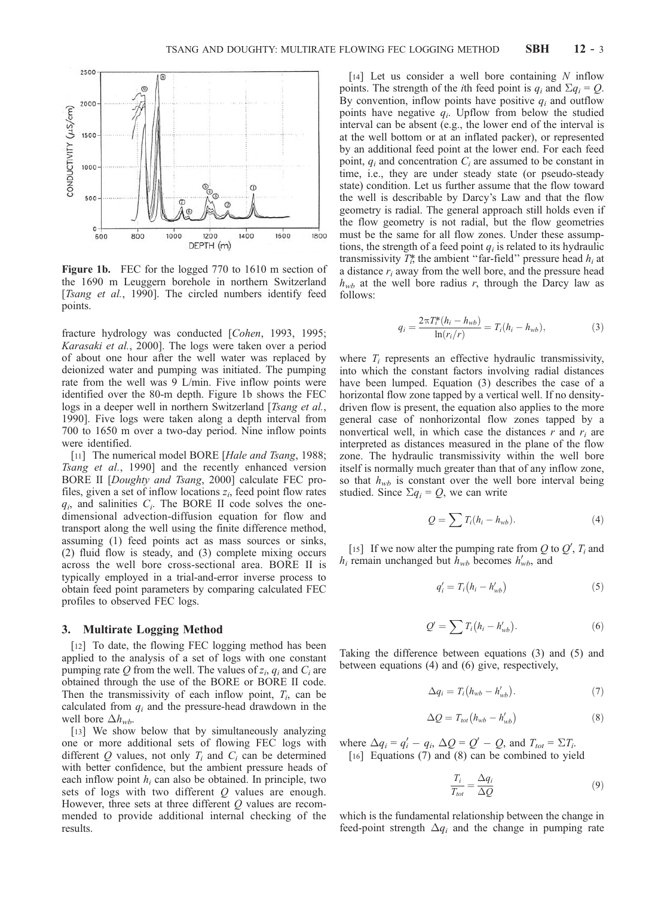**Figure 1b.** FEC for the logged 770 to 1610 m section of the 1690 m Leuggern borehole in northern Switzerland [*Tsang et al.*, 1990]. The circled numbers identify feed points.

fracture hydrology was conducted [*Cohen*, 1993, 1995; *Karasaki et al.*, 2000]. The logs were taken over a period of about one hour after the well water was replaced by deionized water and pumping was initiated. The pumping rate from the well was 9 L/min. Five inflow points were identified over the 80-m depth. Figure 1b shows the FEC logs in a deeper well in northern Switzerland [*Tsang et al.*, 1990]. Five logs were taken along a depth interval from 700 to 1650 m over a two-day period. Nine inflow points were identified.

[11] The numerical model BORE [*Hale and Tsang*, 1988; *Tsang et al.*, 1990] and the recently enhanced version BORE II [*Doughty and Tsang*, 2000] calculate FEC profiles, given a set of inflow locations $z_i$, feed point flow rates $q_i$, and salinities $C_i$. The BORE II code solves the one-dimensional advection-diffusion equation for flow and transport along the well using the finite difference method, assuming (1) feed points act as mass sources or sinks, (2) fluid flow is steady, and (3) complete mixing occurs across the well bore cross-sectional area. BORE II is typically employed in a trial-and-error inverse process to obtain feed point parameters by comparing calculated FEC profiles to observed FEC logs.

## 3. Multirate Logging Method

[12] To date, the flowing FEC logging method has been applied to the analysis of a set of logs with one constant pumping rate $Q$ from the well. The values of $z_i$, $q_i$ and $C_i$ are obtained through the use of the BORE or BORE II code. Then the transmissivity of each inflow point, $T_i$, can be calculated from $q_i$ and the pressure-head drawdown in the well bore $\Delta h_{wb}$.

[13] We show below that by simultaneously analyzing one or more additional sets of flowing FEC logs with different $Q$ values, not only $T_i$ and $C_i$ can be determined with better confidence, but the ambient pressure heads of each inflow point $h_i$ can also be obtained. In principle, two sets of logs with two different $Q$ values are enough. However, three sets at three different $Q$ values are recommended to provide additional internal checking of the results.

[14] Let us consider a well bore containing $N$ inflow points. The strength of the $i$th feed point is $q_i$ and $\Sigma q_i = Q$. By convention, inflow points have positive $q_i$ and outflow points have negative $q_i$. Upflow from below the studied interval can be absent (e.g., the lower end of the interval is at the well bottom or at an inflated packer), or represented by an additional feed point at the lower end. For each feed point, $q_i$ and concentration $C_i$ are assumed to be constant in time, i.e., they are under steady state (or pseudo-steady state) condition. Let us further assume that the flow toward the well is describable by Darcy's Law and that the flow geometry is radial. The general approach still holds even if the flow geometry is not radial, but the flow geometries must be the same for all flow zones. Under these assumptions, the strength of a feed point $q_i$ is related to its hydraulic transmissivity $T_i^*$, the ambient "far-field" pressure head $h_i$ at a distance $r_i$ away from the well bore, and the pressure head $h_{wb}$ at the well bore radius $r$, through the Darcy law as follows:

$$q_i = \frac{2\pi T_i^* (h_i - h_{wb})}{\ln(r_i/r)} = T_i(h_i - h_{wb}), \tag{3}$$

where $T_i$ represents an effective hydraulic transmissivity, into which the constant factors involving radial distances have been lumped. Equation (3) describes the case of a horizontal flow zone tapped by a vertical well. If no density-driven flow is present, the equation also applies to the more general case of nonhorizontal flow zones tapped by a nonvertical well, in which case the distances $r$ and $r_i$ are interpreted as distances measured in the plane of the flow zone. The hydraulic transmissivity within the well bore itself is normally much greater than that of any inflow zone, so that $h_{wb}$ is constant over the well bore interval being studied. Since $\Sigma q_i = Q$, we can write

$$Q = \sum T_i(h_i - h_{wb}). \tag{4}$$

[15] If we now alter the pumping rate from $Q$ to $Q'$, $T_i$ and $h_i$ remain unchanged but $h_{wb}$ becomes $h'_{wb}$, and

$$q'_i = T_i(h_i - h'_{wb}) \tag{5}$$

$$Q' = \sum T_i(h_i - h'_{wb}). \tag{6}$$

Taking the difference between equations (3) and (5) and between equations (4) and (6) give, respectively,

$$\Delta q_i = T_i(h_{wb} - h'_{wb}). \tag{7}$$

$$\Delta Q = T_{tot}(h_{wb} - h'_{wb}) \tag{8}$$

where $\Delta q_i = q'_i - q_i$, $\Delta Q = Q' - Q$, and $T_{tot} = \Sigma T_i$.

[16] Equations (7) and (8) can be combined to yield

$$\frac{T_i}{T_{tot}} = \frac{\Delta q_i}{\Delta Q} \tag{9}$$

which is the fundamental relationship between the change in feed-point strength $\Delta q_i$ and the change in pumping rate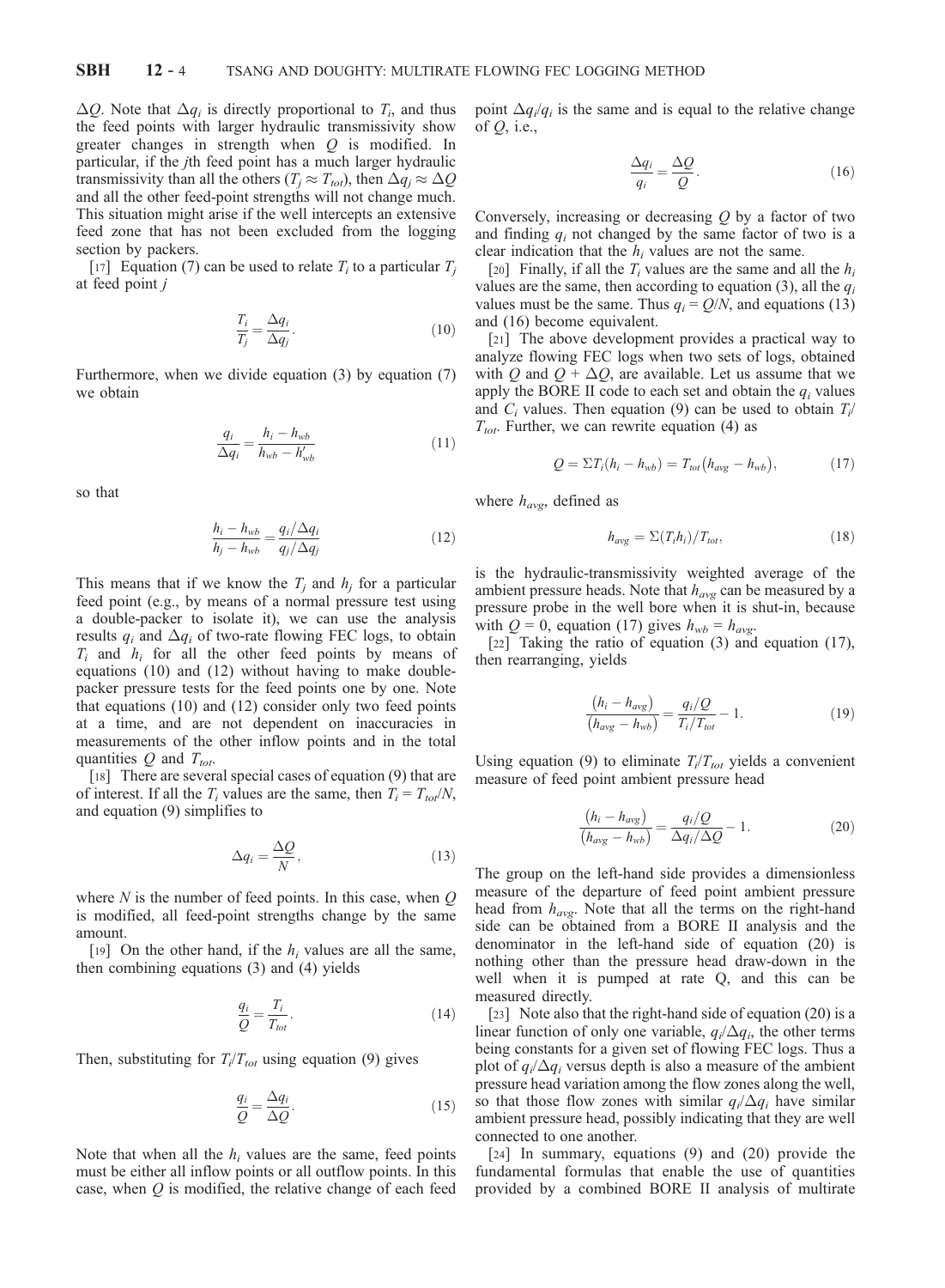$\Delta Q$. Note that $\Delta q_i$ is directly proportional to $T_i$, and thus the feed points with larger hydraulic transmissivity show greater changes in strength when $Q$ is modified. In particular, if the $j$th feed point has a much larger hydraulic transmissivity than all the others ($T_j \approx T_{tot}$), then $\Delta q_j \approx \Delta Q$ and all the other feed-point strengths will not change much. This situation might arise if the well intercepts an extensive feed zone that has not been excluded from the logging section by packers.

[17] Equation (7) can be used to relate $T_i$ to a particular $T_j$ at feed point $j$

$$\frac{T_i}{T_j} = \frac{\Delta q_i}{\Delta q_j}. \tag{10}$$

Furthermore, when we divide equation (3) by equation (7) we obtain

$$\frac{q_i}{\Delta q_i} = \frac{h_i - h_{wb}}{h_{wb} - h'_{wb}} \tag{11}$$

so that

$$\frac{h_i - h_{wb}}{h_j - h_{wb}} = \frac{q_i/\Delta q_i}{q_j/\Delta q_j} \tag{12}$$

This means that if we know the $T_j$ and $h_j$ for a particular feed point (e.g., by means of a normal pressure test using a double-packer to isolate it), we can use the analysis results $q_i$ and $\Delta q_i$ of two-rate flowing FEC logs, to obtain $T_i$ and $h_i$ for all the other feed points by means of equations (10) and (12) without having to make double-packer pressure tests for the feed points one by one. Note that equations (10) and (12) consider only two feed points at a time, and are not dependent on inaccuracies in measurements of the other inflow points and in the total quantities $Q$ and $T_{tot}$.

[18] There are several special cases of equation (9) that are of interest. If all the $T_i$ values are the same, then $T_i = T_{tot}/N$, and equation (9) simplifies to

$$\Delta q_i = \frac{\Delta Q}{N}, \tag{13}$$

where $N$ is the number of feed points. In this case, when $Q$ is modified, all feed-point strengths change by the same amount.

[19] On the other hand, if the $h_i$ values are all the same, then combining equations (3) and (4) yields

$$\frac{q_i}{Q} = \frac{T_i}{T_{tot}}. \tag{14}$$

Then, substituting for $T_i/T_{tot}$ using equation (9) gives

$$\frac{q_i}{Q} = \frac{\Delta q_i}{\Delta Q}. \tag{15}$$

Note that when all the $h_i$ values are the same, feed points must be either all inflow points or all outflow points. In this case, when $Q$ is modified, the relative change of each feed point $\Delta q_i/q_i$ is the same and is equal to the relative change of $Q$, i.e.,

$$\frac{\Delta q_i}{q_i} = \frac{\Delta Q}{Q}. \tag{16}$$

Conversely, increasing or decreasing $Q$ by a factor of two and finding $q_i$ not changed by the same factor of two is a clear indication that the $h_i$ values are not the same.

[20] Finally, if all the $T_i$ values are the same and all the $h_i$ values are the same, then according to equation (3), all the $q_i$ values must be the same. Thus $q_i = Q/N$, and equations (13) and (16) become equivalent.

[21] The above development provides a practical way to analyze flowing FEC logs when two sets of logs, obtained with $Q$ and $Q + \Delta Q$, are available. Let us assume that we apply the BORE II code to each set and obtain the $q_i$ values and $C_i$ values. Then equation (9) can be used to obtain $T_i/T_{tot}$. Further, we can rewrite equation (4) as

$$Q = \Sigma T_i(h_i - h_{wb}) = T_{tot}(h_{avg} - h_{wb}), \tag{17}$$

where $h_{avg}$, defined as

$$h_{avg} = \Sigma(T_i h_i)/T_{tot}, \tag{18}$$

is the hydraulic-transmissivity weighted average of the ambient pressure heads. Note that $h_{avg}$ can be measured by a pressure probe in the well bore when it is shut-in, because with $Q = 0$, equation (17) gives $h_{wb} = h_{avg}$.

[22] Taking the ratio of equation (3) and equation (17), then rearranging, yields

$$\frac{(h_i - h_{avg})}{(h_{avg} - h_{wb})} = \frac{q_i/Q}{T_i/T_{tot}} - 1. \tag{19}$$

Using equation (9) to eliminate $T_i/T_{tot}$ yields a convenient measure of feed point ambient pressure head

$$\frac{(h_i - h_{avg})}{(h_{avg} - h_{wb})} = \frac{q_i/Q}{\Delta q_i/\Delta Q} - 1. \tag{20}$$

The group on the left-hand side provides a dimensionless measure of the departure of feed point ambient pressure head from $h_{avg}$. Note that all the terms on the right-hand side can be obtained from a BORE II analysis and the denominator in the left-hand side of equation (20) is nothing other than the pressure head draw-down in the well when it is pumped at rate Q, and this can be measured directly.

[23] Note also that the right-hand side of equation (20) is a linear function of only one variable, $q_i/\Delta q_i$, the other terms being constants for a given set of flowing FEC logs. Thus a plot of $q_i/\Delta q_i$ versus depth is also a measure of the ambient pressure head variation among the flow zones along the well, so that those flow zones with similar $q_i/\Delta q_i$ have similar ambient pressure head, possibly indicating that they are well connected to one another.

[24] In summary, equations (9) and (20) provide the fundamental formulas that enable the use of quantities provided by a combined BORE II analysis of multirate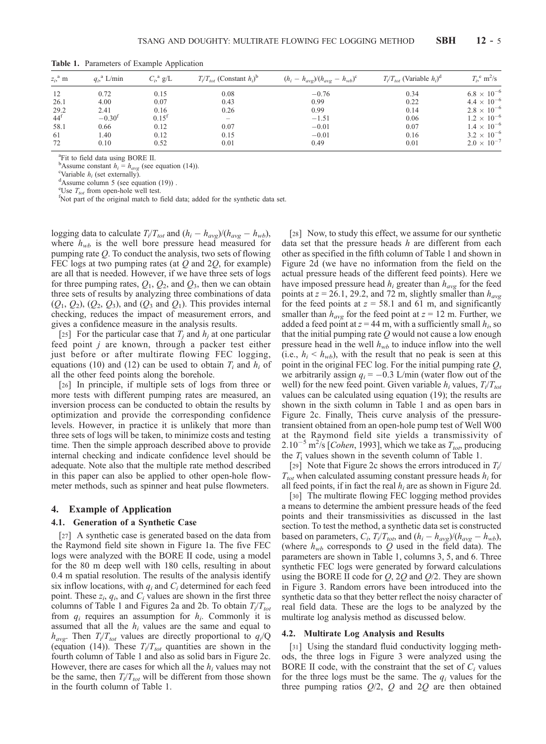**Table 1.** Parameters of Example Application

| $z_i$,[a] m | $q_i$,[a] L/min | $C_i$,[a] g/L | $T_i/T_{tot}$ (Constant $h_i$)[b] | $(h_i - h_{avg})/(h_{avg} - h_{wb})$[c] | $T_i/T_{tot}$ (Variable $h_i$)[d] | $T_i$,[e] m²/s |
|---|---|---|---|---|---|---|
| 12 | 0.72 | 0.15 | 0.08 | −0.76 | 0.34 | $6.8 \times 10^{-6}$ |
| 26.1 | 4.00 | 0.07 | 0.43 | 0.99 | 0.22 | $4.4 \times 10^{-6}$ |
| 29.2 | 2.41 | 0.16 | 0.26 | 0.99 | 0.14 | $2.8 \times 10^{-6}$ |
| 44[f] | −0.30[f] | 0.15[f] | – | −1.51 | 0.06 | $1.2 \times 10^{-6}$ |
| 58.1 | 0.66 | 0.12 | 0.07 | −0.01 | 0.07 | $1.4 \times 10^{-6}$ |
| 61 | 1.40 | 0.12 | 0.15 | −0.01 | 0.16 | $3.2 \times 10^{-6}$ |
| 72 | 0.10 | 0.52 | 0.01 | 0.49 | 0.01 | $2.0 \times 10^{-7}$ |

[a]Fit to field data using BORE II.
[b]Assume constant $h_i = h_{avg}$ (see equation (14)).
[c]Variable $h_i$ (set externally).
[d]Assume column 5 (see equation (19)).
[e]Use $T_{tot}$ from open-hole well test.
[f]Not part of the original match to field data; added for the synthetic data set.

logging data to calculate $T_i/T_{tot}$ and $(h_i - h_{avg})/(h_{avg} - h_{wb})$, where $h_{wb}$ is the well bore pressure head measured for pumping rate $Q$. To conduct the analysis, two sets of flowing FEC logs at two pumping rates (at $Q$ and $2Q$, for example) are all that is needed. However, if we have three sets of logs for three pumping rates, $Q_1$, $Q_2$, and $Q_3$, then we can obtain three sets of results by analyzing three combinations of data ($Q_1$, $Q_2$), ($Q_2$, $Q_3$), and ($Q_3$ and $Q_1$). This provides internal checking, reduces the impact of measurement errors, and gives a confidence measure in the analysis results.

[25] For the particular case that $T_j$ and $h_j$ at one particular feed point $j$ are known, through a packer test either just before or after multirate flowing FEC logging, equations (10) and (12) can be used to obtain $T_i$ and $h_i$ of all the other feed points along the borehole.

[26] In principle, if multiple sets of logs from three or more tests with different pumping rates are measured, an inversion process can be conducted to obtain the results by optimization and provide the corresponding confidence levels. However, in practice it is unlikely that more than three sets of logs will be taken, to minimize costs and testing time. Then the simple approach described above to provide internal checking and indicate confidence level should be adequate. Note also that the multiple rate method described in this paper can also be applied to other open-hole flowmeter methods, such as spinner and heat pulse flowmeters.

## 4. Example of Application

### 4.1. Generation of a Synthetic Case

[27] A synthetic case is generated based on the data from the Raymond field site shown in Figure 1a. The five FEC logs were analyzed with the BORE II code, using a model for the 80 m deep well with 180 cells, resulting in about 0.4 m spatial resolution. The results of the analysis identify six inflow locations, with $q_i$ and $C_i$ determined for each feed point. These $z_i$, $q_i$, and $C_i$ values are shown in the first three columns of Table 1 and Figures 2a and 2b. To obtain $T_i/T_{tot}$ from $q_i$ requires an assumption for $h_i$. Commonly it is assumed that all the $h_i$ values are the same and equal to $h_{avg}$. Then $T_i/T_{tot}$ values are directly proportional to $q_i/Q$ (equation (14)). These $T_i/T_{tot}$ quantities are shown in the fourth column of Table 1 and also as solid bars in Figure 2c. However, there are cases for which all the $h_i$ values may not be the same, then $T_i/T_{tot}$ will be different from those shown in the fourth column of Table 1.

[28] Now, to study this effect, we assume for our synthetic data set that the pressure heads $h$ are different from each other as specified in the fifth column of Table 1 and shown in Figure 2d (we have no information from the field on the actual pressure heads of the different feed points). Here we have imposed pressure head $h_i$ greater than $h_{avg}$ for the feed points at $z = 26.1$, 29.2, and 72 m, slightly smaller than $h_{avg}$ for the feed points at $z = 58.1$ and 61 m, and significantly smaller than $h_{avg}$ for the feed point at $z = 12$ m. Further, we added a feed point at $z = 44$ m, with a sufficiently small $h_i$, so that the initial pumping rate $Q$ would not cause a low enough pressure head in the well $h_{wb}$ to induce inflow into the well (i.e., $h_i < h_{wb}$), with the result that no peak is seen at this point in the original FEC log. For the initial pumping rate $Q$, we arbitrarily assign $q_i = -0.3$ L/min (water flow out of the well) for the new feed point. Given variable $h_i$ values, $T_i/T_{tot}$ values can be calculated using equation (19); the results are shown in the sixth column in Table 1 and as open bars in Figure 2c. Finally, Theis curve analysis of the pressure-transient obtained from an open-hole pump test of Well W00 at the Raymond field site yields a transmissivity of $2.10^{-5}$ m²/s [*Cohen*, 1993], which we take as $T_{tot}$, producing the $T_i$ values shown in the seventh column of Table 1.

[29] Note that Figure 2c shows the errors introduced in $T_i/T_{tot}$ when calculated assuming constant pressure heads $h_i$ for all feed points, if in fact the real $h_i$ are as shown in Figure 2d.

[30] The multirate flowing FEC logging method provides a means to determine the ambient pressure heads of the feed points and their transmissivities as discussed in the last section. To test the method, a synthetic data set is constructed based on parameters, $C_i$, $T_i/T_{tot}$, and $(h_i - h_{avg})/(h_{avg} - h_{wb})$, (where $h_{wb}$ corresponds to $Q$ used in the field data). The parameters are shown in Table 1, columns 3, 5, and 6. Three synthetic FEC logs were generated by forward calculations using the BORE II code for $Q$, $2Q$ and $Q/2$. They are shown in Figure 3. Random errors have been introduced into the synthetic data so that they better reflect the noisy character of real field data. These are the logs to be analyzed by the multirate log analysis method as discussed below.

### 4.2. Multirate Log Analysis and Results

[31] Using the standard fluid conductivity logging methods, the three logs in Figure 3 were analyzed using the BORE II code, with the constraint that the set of $C_i$ values for the three logs must be the same. The $q_i$ values for the three pumping ratios $Q/2$, $Q$ and $2Q$ are then obtained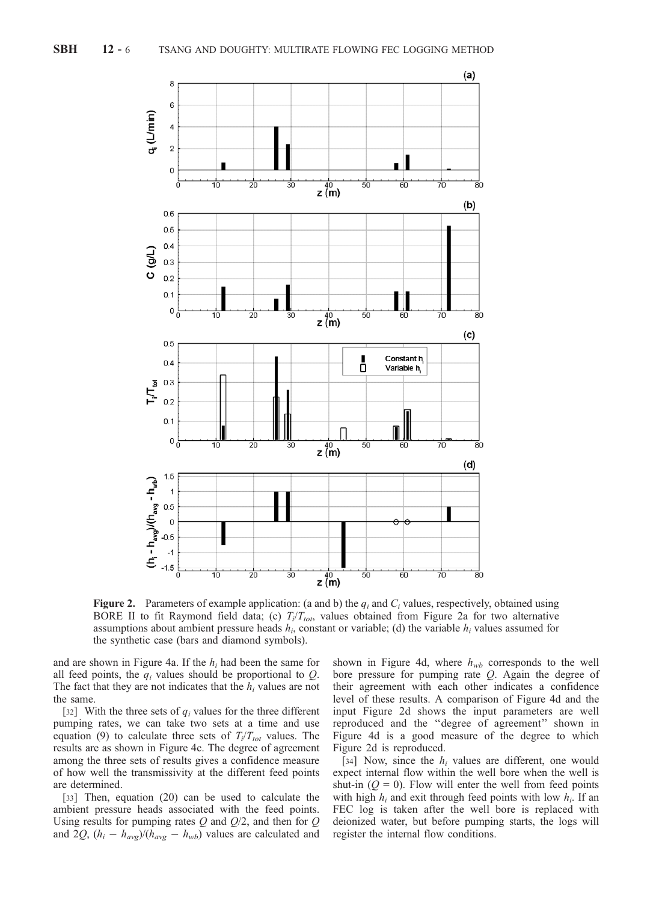**Figure 2.** Parameters of example application: (a and b) the $q_i$ and $C_i$ values, respectively, obtained using BORE II to fit Raymond field data; (c) $T_i/T_{tot}$, values obtained from Figure 2a for two alternative assumptions about ambient pressure heads $h_i$, constant or variable; (d) the variable $h_i$ values assumed for the synthetic case (bars and diamond symbols).

and are shown in Figure 4a. If the $h_i$ had been the same for all feed points, the $q_i$ values should be proportional to $Q$. The fact that they are not indicates that the $h_i$ values are not the same.

[32] With the three sets of $q_i$ values for the three different pumping rates, we can take two sets at a time and use equation (9) to calculate three sets of $T_i/T_{tot}$ values. The results are as shown in Figure 4c. The degree of agreement among the three sets of results gives a confidence measure of how well the transmissivity at the different feed points are determined.

[33] Then, equation (20) can be used to calculate the ambient pressure heads associated with the feed points. Using results for pumping rates $Q$ and $Q/2$, and then for $Q$ and $2Q$, $(h_i - h_{avg})/(h_{avg} - h_{wb})$ values are calculated and shown in Figure 4d, where $h_{wb}$ corresponds to the well bore pressure for pumping rate $Q$. Again the degree of their agreement with each other indicates a confidence level of these results. A comparison of Figure 4d and the input Figure 2d shows the input parameters are well reproduced and the "degree of agreement" shown in Figure 4d is a good measure of the degree to which Figure 2d is reproduced.

[34] Now, since the $h_i$ values are different, one would expect internal flow within the well bore when the well is shut-in ($Q = 0$). Flow will enter the well from feed points with high $h_i$ and exit through feed points with low $h_i$. If an FEC log is taken after the well bore is replaced with deionized water, but before pumping starts, the logs will register the internal flow conditions.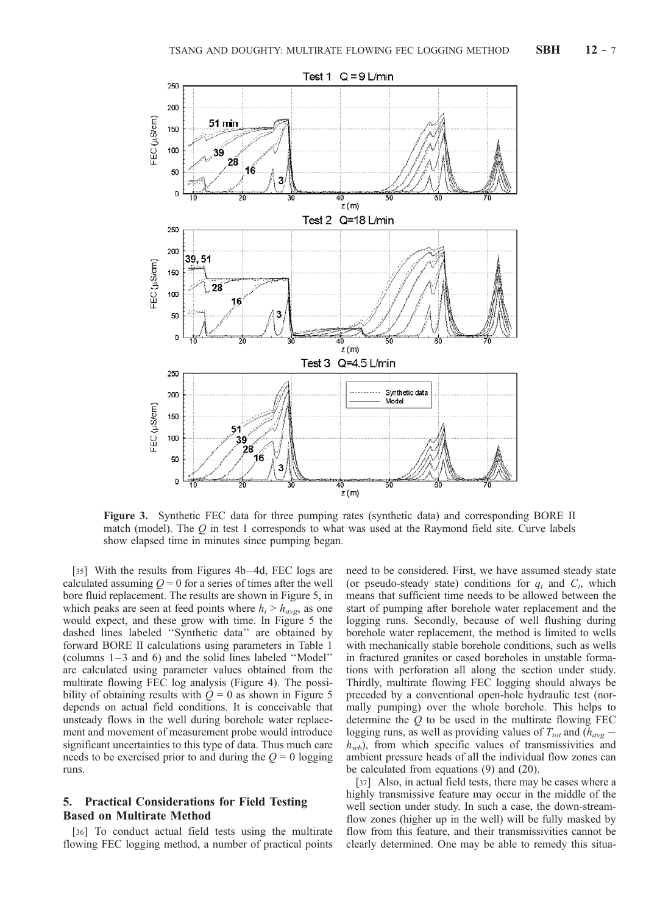**Figure 3.** Synthetic FEC data for three pumping rates (synthetic data) and corresponding BORE II match (model). The $Q$ in test 1 corresponds to what was used at the Raymond field site. Curve labels show elapsed time in minutes since pumping began.

[35] With the results from Figures 4b–4d, FEC logs are calculated assuming $Q = 0$ for a series of times after the well bore fluid replacement. The results are shown in Figure 5, in which peaks are seen at feed points where $h_i > h_{avg}$, as one would expect, and these grow with time. In Figure 5 the dashed lines labeled "Synthetic data" are obtained by forward BORE II calculations using parameters in Table 1 (columns 1–3 and 6) and the solid lines labeled "Model" are calculated using parameter values obtained from the multirate flowing FEC log analysis (Figure 4). The possibility of obtaining results with $Q = 0$ as shown in Figure 5 depends on actual field conditions. It is conceivable that unsteady flows in the well during borehole water replacement and movement of measurement probe would introduce significant uncertainties to this type of data. Thus much care needs to be exercised prior to and during the $Q = 0$ logging runs.

## 5. Practical Considerations for Field Testing Based on Multirate Method

[36] To conduct actual field tests using the multirate flowing FEC logging method, a number of practical points need to be considered. First, we have assumed steady state (or pseudo-steady state) conditions for $q_i$ and $C_i$, which means that sufficient time needs to be allowed between the start of pumping after borehole water replacement and the logging runs. Secondly, because of well flushing during borehole water replacement, the method is limited to wells with mechanically stable borehole conditions, such as wells in fractured granites or cased boreholes in unstable formations with perforation all along the section under study. Thirdly, multirate flowing FEC logging should always be preceded by a conventional open-hole hydraulic test (normally pumping) over the whole borehole. This helps to determine the $Q$ to be used in the multirate flowing FEC logging runs, as well as providing values of $T_{tot}$ and ($h_{avg} - h_{wb}$), from which specific values of transmissivities and ambient pressure heads of all the individual flow zones can be calculated from equations (9) and (20).

[37] Also, in actual field tests, there may be cases where a highly transmissive feature may occur in the middle of the well section under study. In such a case, the down-stream-flow zones (higher up in the well) will be fully masked by flow from this feature, and their transmissivities cannot be clearly determined. One may be able to remedy this situa-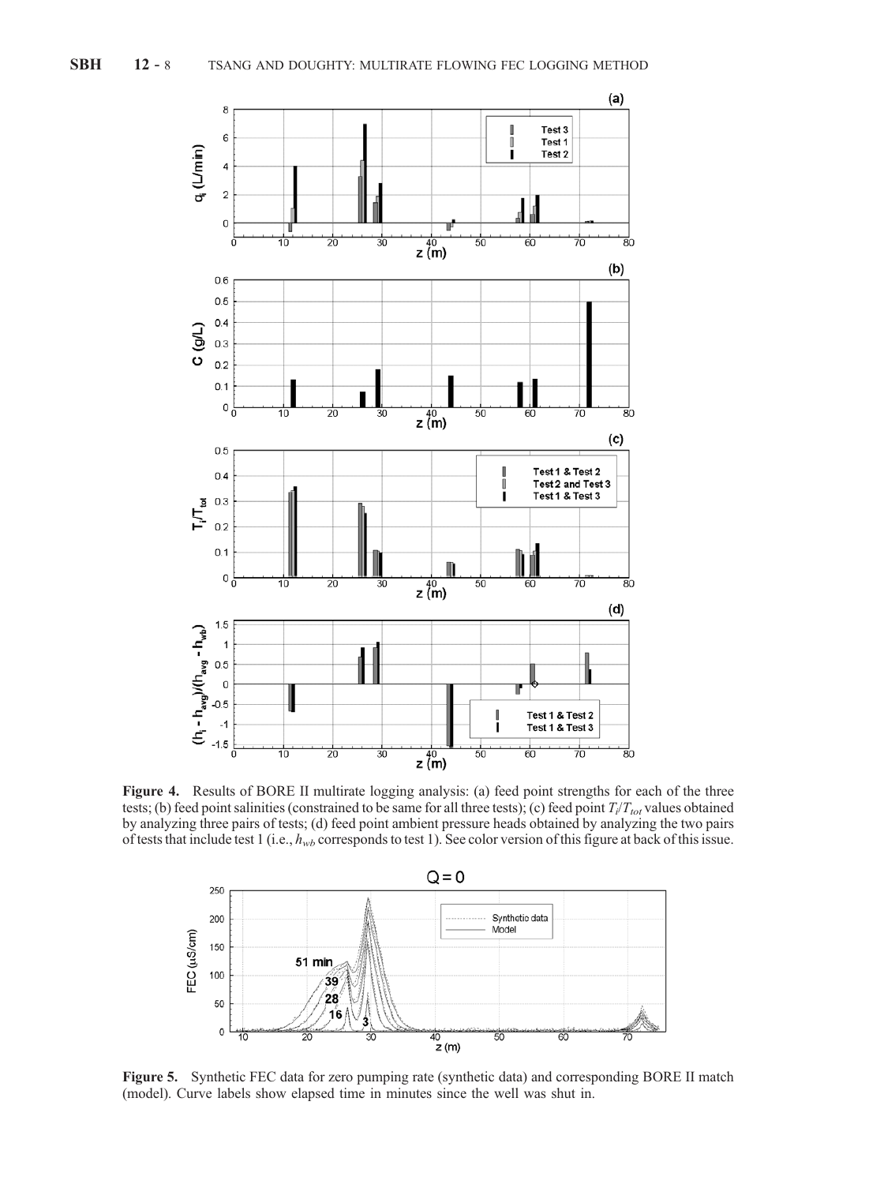**Figure 4.** Results of BORE II multirate logging analysis: (a) feed point strengths for each of the three tests; (b) feed point salinities (constrained to be same for all three tests); (c) feed point $T_i/T_{tot}$ values obtained by analyzing three pairs of tests; (d) feed point ambient pressure heads obtained by analyzing the two pairs of tests that include test 1 (i.e., $h_{wb}$ corresponds to test 1). See color version of this figure at back of this issue.

**Figure 5.** Synthetic FEC data for zero pumping rate (synthetic data) and corresponding BORE II match (model). Curve labels show elapsed time in minutes since the well was shut in.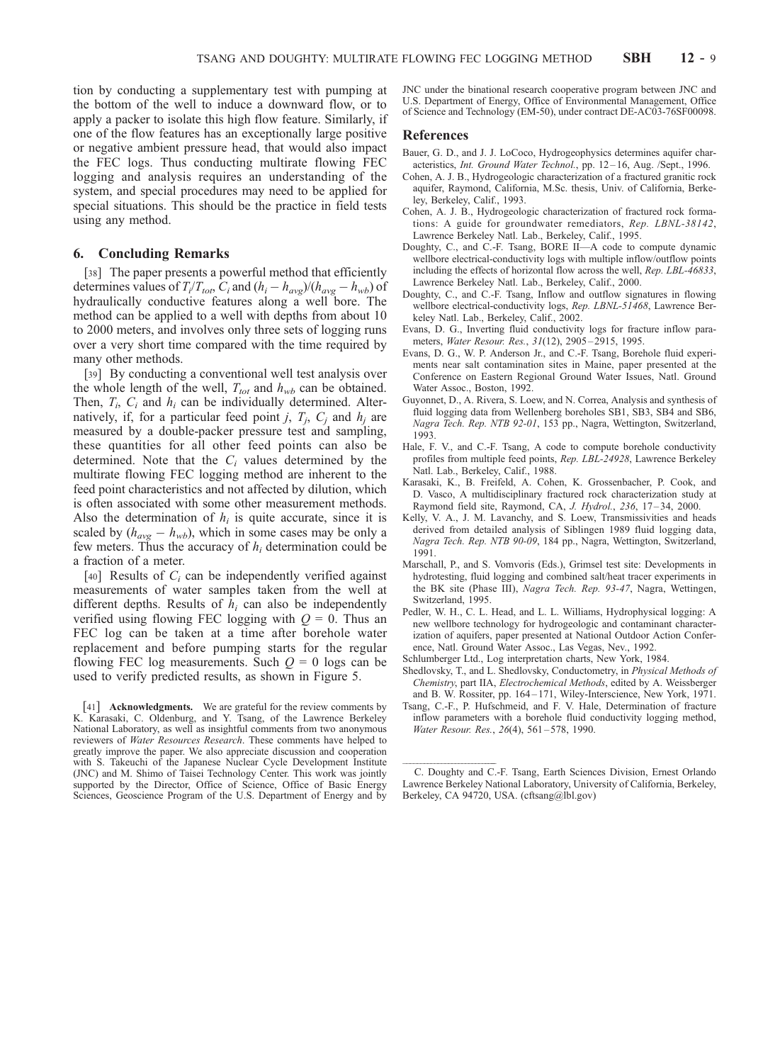tion by conducting a supplementary test with pumping at the bottom of the well to induce a downward flow, or to apply a packer to isolate this high flow feature. Similarly, if one of the flow features has an exceptionally large positive or negative ambient pressure head, that would also impact the FEC logs. Thus conducting multirate flowing FEC logging and analysis requires an understanding of the system, and special procedures may need to be applied for special situations. This should be the practice in field tests using any method.

## 6. Concluding Remarks

[38] The paper presents a powerful method that efficiently determines values of $T_i/T_{tot}$, $C_i$ and $(h_i - h_{avg})/(h_{avg} - h_{wb})$ of hydraulically conductive features along a well bore. The method can be applied to a well with depths from about 10 to 2000 meters, and involves only three sets of logging runs over a very short time compared with the time required by many other methods.

[39] By conducting a conventional well test analysis over the whole length of the well, $T_{tot}$ and $h_{wb}$ can be obtained. Then, $T_i$, $C_i$ and $h_i$ can be individually determined. Alternatively, if, for a particular feed point $j$, $T_j$, $C_j$ and $h_j$ are measured by a double-packer pressure test and sampling, these quantities for all other feed points can also be determined. Note that the $C_i$ values determined by the multirate flowing FEC logging method are inherent to the feed point characteristics and not affected by dilution, which is often associated with some other measurement methods. Also the determination of $h_i$ is quite accurate, since it is scaled by $(h_{avg} - h_{wb})$, which in some cases may be only a few meters. Thus the accuracy of $h_i$ determination could be a fraction of a meter.

[40] Results of $C_i$ can be independently verified against measurements of water samples taken from the well at different depths. Results of $h_i$ can also be independently verified using flowing FEC logging with $Q = 0$. Thus an FEC log can be taken at a time after borehole water replacement and before pumping starts for the regular flowing FEC log measurements. Such $Q = 0$ logs can be used to verify predicted results, as shown in Figure 5.

[41] **Acknowledgments.** We are grateful for the review comments by K. Karasaki, C. Oldenburg, and Y. Tsang, of the Lawrence Berkeley National Laboratory, as well as insightful comments from two anonymous reviewers of *Water Resources Research*. These comments have helped to greatly improve the paper. We also appreciate discussion and cooperation with S. Takeuchi of the Japanese Nuclear Cycle Development Institute (JNC) and M. Shimo of Taisei Technology Center. This work was jointly supported by the Director, Office of Science, Office of Basic Energy Sciences, Geoscience Program of the U.S. Department of Energy and by JNC under the binational research cooperative program between JNC and U.S. Department of Energy, Office of Environmental Management, Office of Science and Technology (EM-50), under contract DE-AC03-76SF00098.

## References

Bauer, G. D., and J. J. LoCoco, Hydrogeophysics determines aquifer characteristics, *Int. Ground Water Technol.*, pp. 12–16, Aug. /Sept., 1996.

Cohen, A. J. B., Hydrogeologic characterization of a fractured granitic rock aquifer, Raymond, California, M.Sc. thesis, Univ. of California, Berkeley, Berkeley, Calif., 1993.

Cohen, A. J. B., Hydrogeologic characterization of fractured rock formations: A guide for groundwater remediators, *Rep. LBNL-38142*, Lawrence Berkeley Natl. Lab., Berkeley, Calif., 1995.

Doughty, C., and C.-F. Tsang, BORE II—A code to compute dynamic wellbore electrical-conductivity logs with multiple inflow/outflow points including the effects of horizontal flow across the well, *Rep. LBL-46833*, Lawrence Berkeley Natl. Lab., Berkeley, Calif., 2000.

Doughty, C., and C.-F. Tsang, Inflow and outflow signatures in flowing wellbore electrical-conductivity logs, *Rep. LBNL-51468*, Lawrence Berkeley Natl. Lab., Berkeley, Calif., 2002.

Evans, D. G., Inverting fluid conductivity logs for fracture inflow parameters, *Water Resour. Res.*, *31*(12), 2905–2915, 1995.

Evans, D. G., W. P. Anderson Jr., and C.-F. Tsang, Borehole fluid experiments near salt contamination sites in Maine, paper presented at the Conference on Eastern Regional Ground Water Issues, Natl. Ground Water Assoc., Boston, 1992.

Guyonnet, D., A. Rivera, S. Loew, and N. Correa, Analysis and synthesis of fluid logging data from Wellenberg boreholes SB1, SB3, SB4 and SB6, *Nagra Tech. Rep. NTB 92-01*, 153 pp., Nagra, Wettingon, Switzerland, 1993.

Hale, F. V., and C.-F. Tsang, A code to compute borehole conductivity profiles from multiple feed points, *Rep. LBL-24928*, Lawrence Berkeley Natl. Lab., Berkeley, Calif., 1988.

Karasaki, K., B. Freifeld, A. Cohen, K. Grossenbacher, P. Cook, and D. Vasco, A multidisciplinary fractured rock characterization study at Raymond field site, Raymond, CA, *J. Hydrol.*, *236*, 17–34, 2000.

Kelly, V. A., J. M. Lavanchy, and S. Loew, Transmissivities and heads derived from detailed analysis of Siblingen 1989 fluid logging data, *Nagra Tech. Rep. NTB 90-09*, 184 pp., Nagra, Wettington, Switzerland, 1991.

Marschall, P., and S. Vomvoris (Eds.), Grimsel test site: Developments in hydrotesting, fluid logging and combined salt/heat tracer experiments in the BK site (Phase III), *Nagra Tech. Rep. 93-47*, Nagra, Wettingen, Switzerland, 1995.

Pedler, W. H., C. L. Head, and L. L. Williams, Hydrophysical logging: A new wellbore technology for hydrogeologic and contaminant characterization of aquifers, paper presented at National Outdoor Action Conference, Natl. Ground Water Assoc., Las Vegas, Nev., 1992.

Schlumberger Ltd., Log interpretation charts, New York, 1984.

Shedlovsky, T., and L. Shedlovsky, Conductometry, in *Physical Methods of Chemistry*, part IIA, *Electrochemical Methods*, edited by A. Weissberger and B. W. Rossiter, pp. 164–171, Wiley-Interscience, New York, 1971.

Tsang, C.-F., P. Hufschmeid, and F. V. Hale, Determination of fracture inflow parameters with a borehole fluid conductivity logging method, *Water Resour. Res.*, *26*(4), 561–578, 1990.

---

C. Doughty and C.-F. Tsang, Earth Sciences Division, Ernest Orlando Lawrence Berkeley National Laboratory, University of California, Berkeley, Berkeley, CA 94720, USA. (cftsang@lbl.gov)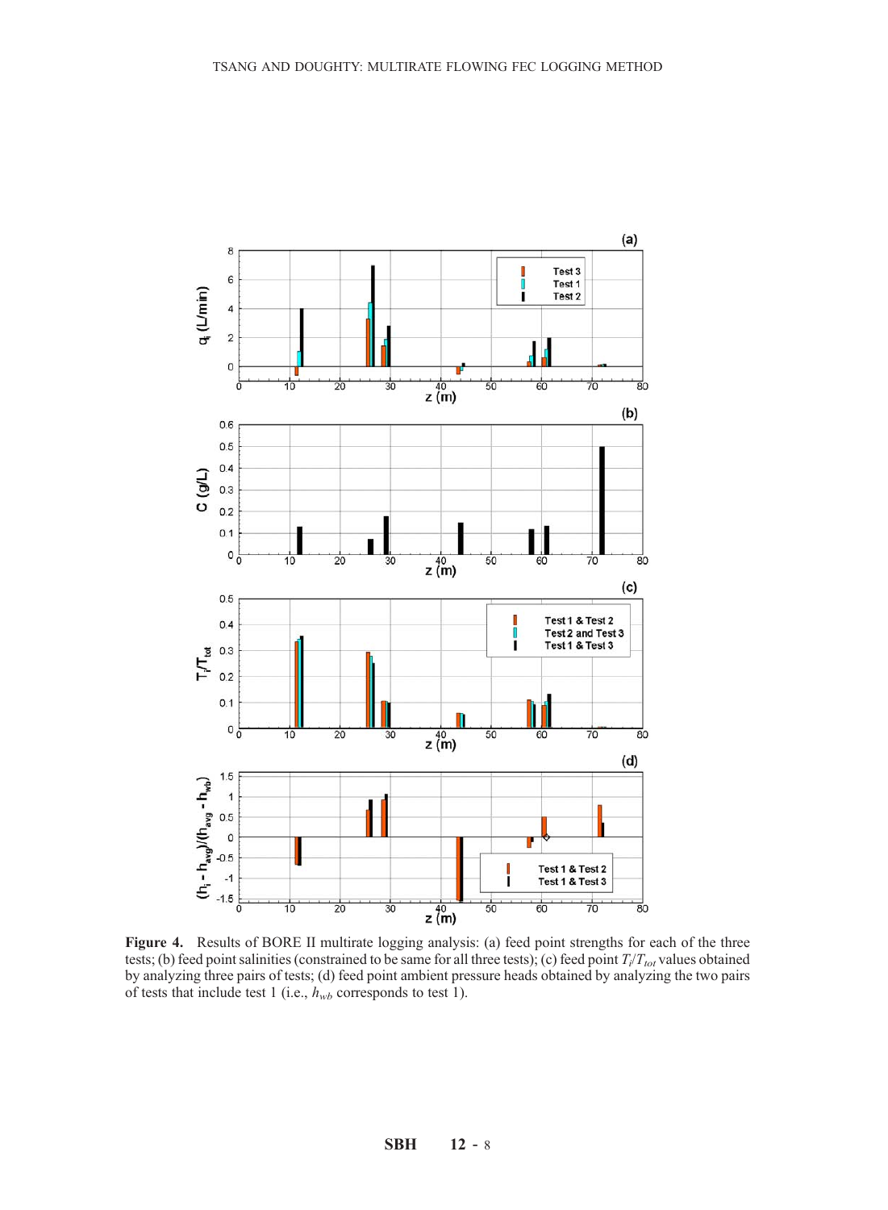(a)

$q_i$ (L/min)

8
6
4
2
0

Test 3
Test 1
Test 2

0 10 20 30 40 50 60 70 80
z (m)

(b)

C (g/L)

0.6
0.5
0.4
0.3
0.2
0.1
0

0 10 20 30 40 50 60 70 80
z (m)

(c)

$T_i/T_{tot}$

0.5
0.4
0.3
0.2
0.1
0

Test 1 & Test 2
Test 2 and Test 3
Test 1 & Test 3

0 10 20 30 40 50 60 70 80
z (m)

(d)

$(h_i - h_{avg})/(h_{avg} - h_{wb})$

1.5
1
0.5
0
-0.5
-1
-1.5

Test 1 & Test 2
Test 1 & Test 3

0 10 20 30 40 50 60 70 80
z (m)

**Figure 4.** Results of BORE II multirate logging analysis: (a) feed point strengths for each of the three tests; (b) feed point salinities (constrained to be same for all three tests); (c) feed point $T_i/T_{tot}$ values obtained by analyzing three pairs of tests; (d) feed point ambient pressure heads obtained by analyzing the two pairs of tests that include test 1 (i.e., $h_{wb}$ corresponds to test 1).